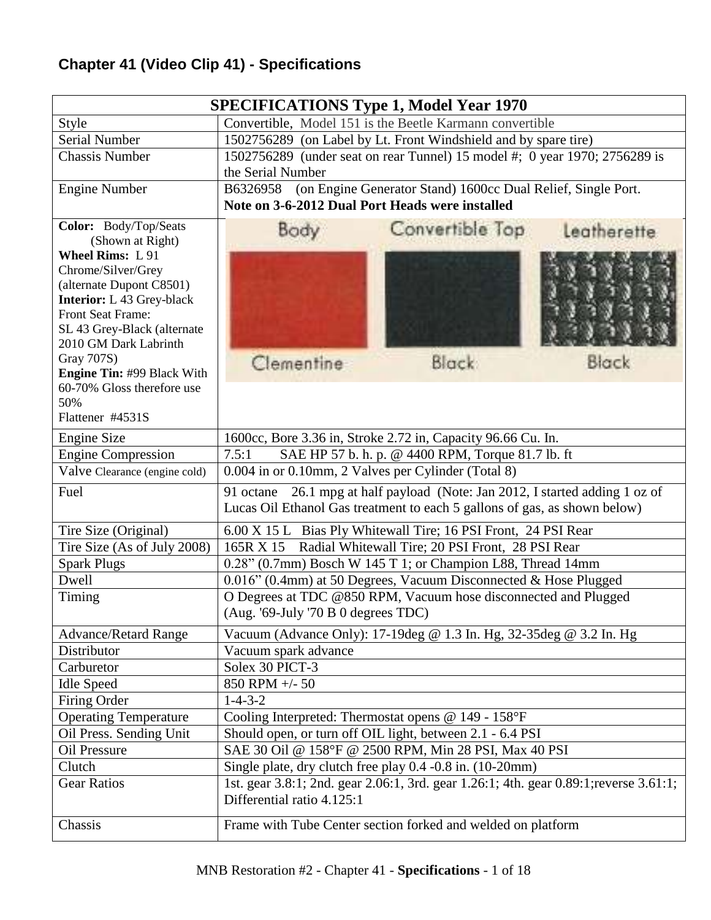## Chapter 41 (Video Clip 41) - Specifications

| SPECIFICATIONS Type 1, Model Year 1970 | |
|---|---|
| Style | Convertible, Model 151 is the Beetle Karmann convertible |
| Serial Number | 1502756289 (on Label by Lt. Front Windshield and by spare tire) |
| Chassis Number | 1502756289 (under seat on rear Tunnel) 15 model #; 0 year 1970; 2756289 is the Serial Number |
| Engine Number | B6326958 (on Engine Generator Stand) 1600cc Dual Relief, Single Port. **Note on 3-6-2012 Dual Port Heads were installed** |
| **Color:** Body/Top/Seats (Shown at Right) **Wheel Rims:** L 91 Chrome/Silver/Grey (alternate Dupont C8501) **Interior:** L 43 Grey-black Front Seat Frame: SL 43 Grey-Black (alternate 2010 GM Dark Labrinth Gray 707S) **Engine Tin:** #99 Black With 60-70% Gloss therefore use 50% Flattener #4531S | Body: Clementine; Convertible Top: Black; Leatherette: Black |
| Engine Size | 1600cc, Bore 3.36 in, Stroke 2.72 in, Capacity 96.66 Cu. In. |
| Engine Compression | 7.5:1 SAE HP 57 b. h. p. @ 4400 RPM, Torque 81.7 lb. ft |
| Valve Clearance (engine cold) | 0.004 in or 0.10mm, 2 Valves per Cylinder (Total 8) |
| Fuel | 91 octane 26.1 mpg at half payload (Note: Jan 2012, I started adding 1 oz of Lucas Oil Ethanol Gas treatment to each 5 gallons of gas, as shown below) |
| Tire Size (Original) | 6.00 X 15 L Bias Ply Whitewall Tire; 16 PSI Front, 24 PSI Rear |
| Tire Size (As of July 2008) | 165R X 15 Radial Whitewall Tire; 20 PSI Front, 28 PSI Rear |
| Spark Plugs | 0.28" (0.7mm) Bosch W 145 T 1; or Champion L88, Thread 14mm |
| Dwell | 0.016" (0.4mm) at 50 Degrees, Vacuum Disconnected & Hose Plugged |
| Timing | O Degrees at TDC @850 RPM, Vacuum hose disconnected and Plugged (Aug. '69-July '70 B 0 degrees TDC) |
| Advance/Retard Range | Vacuum (Advance Only): 17-19deg @ 1.3 In. Hg, 32-35deg @ 3.2 In. Hg |
| Distributor | Vacuum spark advance |
| Carburetor | Solex 30 PICT-3 |
| Idle Speed | 850 RPM +/- 50 |
| Firing Order | 1-4-3-2 |
| Operating Temperature | Cooling Interpreted: Thermostat opens @ 149 - 158°F |
| Oil Press. Sending Unit | Should open, or turn off OIL light, between 2.1 - 6.4 PSI |
| Oil Pressure | SAE 30 Oil @ 158°F @ 2500 RPM, Min 28 PSI, Max 40 PSI |
| Clutch | Single plate, dry clutch free play 0.4 -0.8 in. (10-20mm) |
| Gear Ratios | 1st. gear 3.8:1; 2nd. gear 2.06:1, 3rd. gear 1.26:1; 4th. gear 0.89:1;reverse 3.61:1; Differential ratio 4.125:1 |
| Chassis | Frame with Tube Center section forked and welded on platform |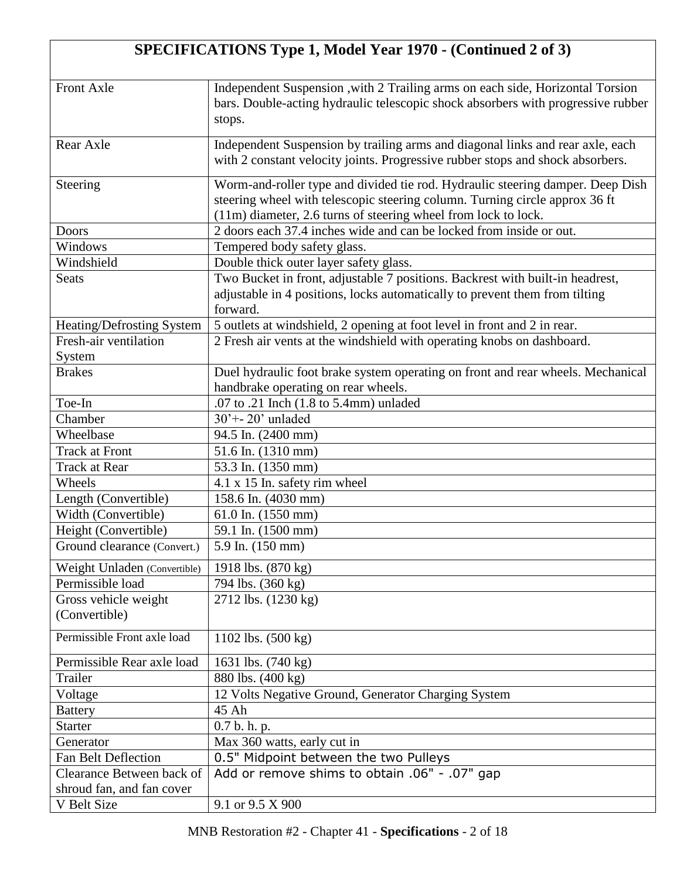| SPECIFICATIONS Type 1, Model Year 1970 - (Continued 2 of 3) | |
|---|---|
| Front Axle | Independent Suspension ,with 2 Trailing arms on each side, Horizontal Torsion bars. Double-acting hydraulic telescopic shock absorbers with progressive rubber stops. |
| Rear Axle | Independent Suspension by trailing arms and diagonal links and rear axle, each with 2 constant velocity joints. Progressive rubber stops and shock absorbers. |
| Steering | Worm-and-roller type and divided tie rod. Hydraulic steering damper. Deep Dish steering wheel with telescopic steering column. Turning circle approx 36 ft (11m) diameter, 2.6 turns of steering wheel from lock to lock. |
| Doors | 2 doors each 37.4 inches wide and can be locked from inside or out. |
| Windows | Tempered body safety glass. |
| Windshield | Double thick outer layer safety glass. |
| Seats | Two Bucket in front, adjustable 7 positions. Backrest with built-in headrest, adjustable in 4 positions, locks automatically to prevent them from tilting forward. |
| Heating/Defrosting System | 5 outlets at windshield, 2 opening at foot level in front and 2 in rear. |
| Fresh-air ventilation System | 2 Fresh air vents at the windshield with operating knobs on dashboard. |
| Brakes | Duel hydraulic foot brake system operating on front and rear wheels. Mechanical handbrake operating on rear wheels. |
| Toe-In | .07 to .21 Inch (1.8 to 5.4mm) unladed |
| Chamber | 30'+- 20' unladed |
| Wheelbase | 94.5 In. (2400 mm) |
| Track at Front | 51.6 In. (1310 mm) |
| Track at Rear | 53.3 In. (1350 mm) |
| Wheels | 4.1 x 15 In. safety rim wheel |
| Length (Convertible) | 158.6 In. (4030 mm) |
| Width (Convertible) | 61.0 In. (1550 mm) |
| Height (Convertible) | 59.1 In. (1500 mm) |
| Ground clearance (Convert.) | 5.9 In. (150 mm) |
| Weight Unladen (Convertible) | 1918 lbs. (870 kg) |
| Permissible load | 794 lbs. (360 kg) |
| Gross vehicle weight (Convertible) | 2712 lbs. (1230 kg) |
| Permissible Front axle load | 1102 lbs. (500 kg) |
| Permissible Rear axle load | 1631 lbs. (740 kg) |
| Trailer | 880 lbs. (400 kg) |
| Voltage | 12 Volts Negative Ground, Generator Charging System |
| Battery | 45 Ah |
| Starter | 0.7 b. h. p. |
| Generator | Max 360 watts, early cut in |
| Fan Belt Deflection | 0.5" Midpoint between the two Pulleys |
| Clearance Between back of shroud fan, and fan cover | Add or remove shims to obtain .06" - .07" gap |
| V Belt Size | 9.1 or 9.5 X 900 |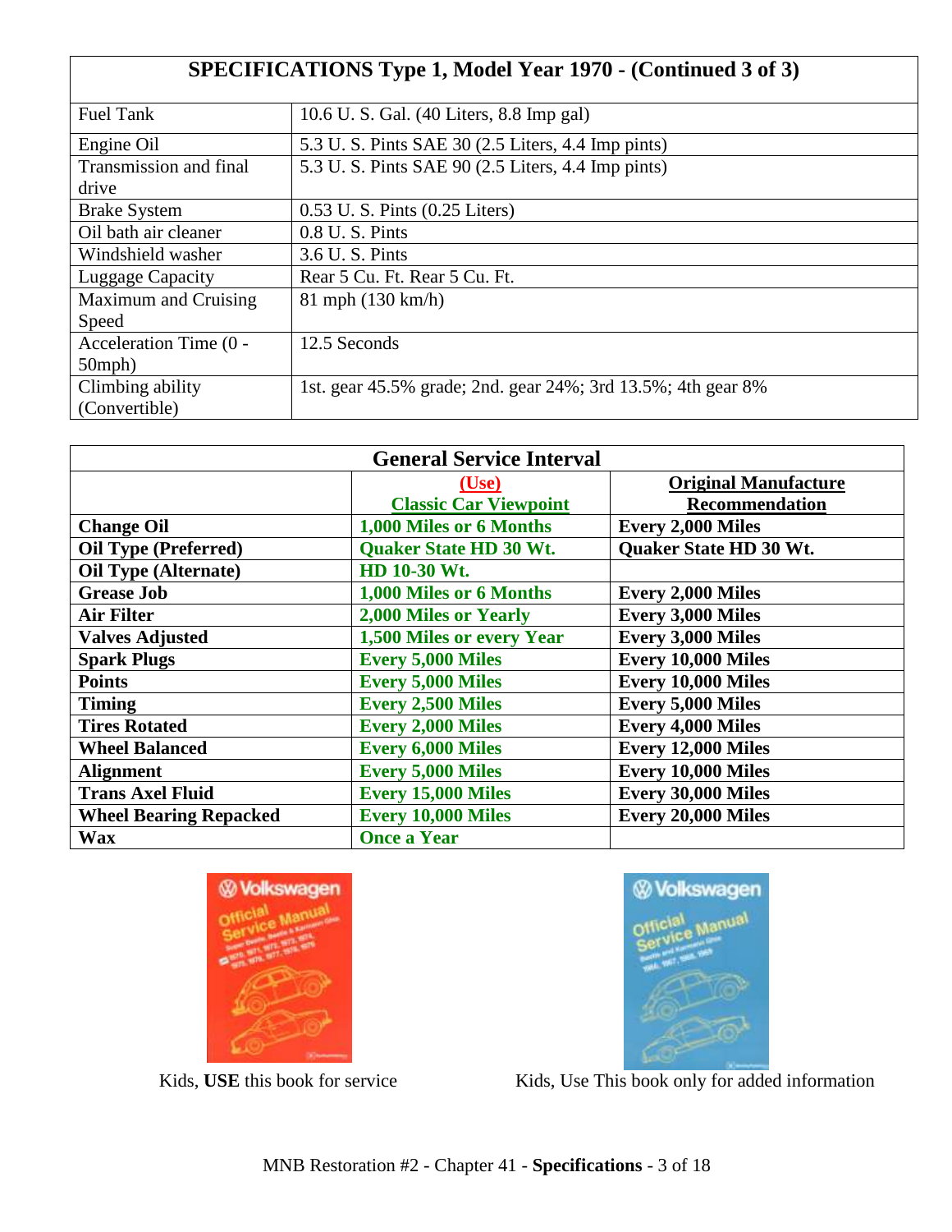| SPECIFICATIONS Type 1, Model Year 1970 - (Continued 3 of 3) | |
|---|---|
| Fuel Tank | 10.6 U. S. Gal. (40 Liters, 8.8 Imp gal) |
| Engine Oil | 5.3 U. S. Pints SAE 30 (2.5 Liters, 4.4 Imp pints) |
| Transmission and final drive | 5.3 U. S. Pints SAE 90 (2.5 Liters, 4.4 Imp pints) |
| Brake System | 0.53 U. S. Pints (0.25 Liters) |
| Oil bath air cleaner | 0.8 U. S. Pints |
| Windshield washer | 3.6 U. S. Pints |
| Luggage Capacity | Rear 5 Cu. Ft. Rear 5 Cu. Ft. |
| Maximum and Cruising Speed | 81 mph (130 km/h) |
| Acceleration Time (0 - 50mph) | 12.5 Seconds |
| Climbing ability (Convertible) | 1st. gear 45.5% grade; 2nd. gear 24%; 3rd 13.5%; 4th gear 8% |

| **General Service Interval** | | |
|---|---|---|
| | **(Use) Classic Car Viewpoint** | **Original Manufacture Recommendation** |
| **Change Oil** | **1,000 Miles or 6 Months** | **Every 2,000 Miles** |
| **Oil Type (Preferred)** | **Quaker State HD 30 Wt.** | **Quaker State HD 30 Wt.** |
| **Oil Type (Alternate)** | **HD 10-30 Wt.** | |
| **Grease Job** | **1,000 Miles or 6 Months** | **Every 2,000 Miles** |
| **Air Filter** | **2,000 Miles or Yearly** | **Every 3,000 Miles** |
| **Valves Adjusted** | **1,500 Miles or every Year** | **Every 3,000 Miles** |
| **Spark Plugs** | **Every 5,000 Miles** | **Every 10,000 Miles** |
| **Points** | **Every 5,000 Miles** | **Every 10,000 Miles** |
| **Timing** | **Every 2,500 Miles** | **Every 5,000 Miles** |
| **Tires Rotated** | **Every 2,000 Miles** | **Every 4,000 Miles** |
| **Wheel Balanced** | **Every 6,000 Miles** | **Every 12,000 Miles** |
| **Alignment** | **Every 5,000 Miles** | **Every 10,000 Miles** |
| **Trans Axel Fluid** | **Every 15,000 Miles** | **Every 30,000 Miles** |
| **Wheel Bearing Repacked** | **Every 10,000 Miles** | **Every 20,000 Miles** |
| **Wax** | **Once a Year** | |

Kids, **USE** this book for service

Kids, Use This book only for added information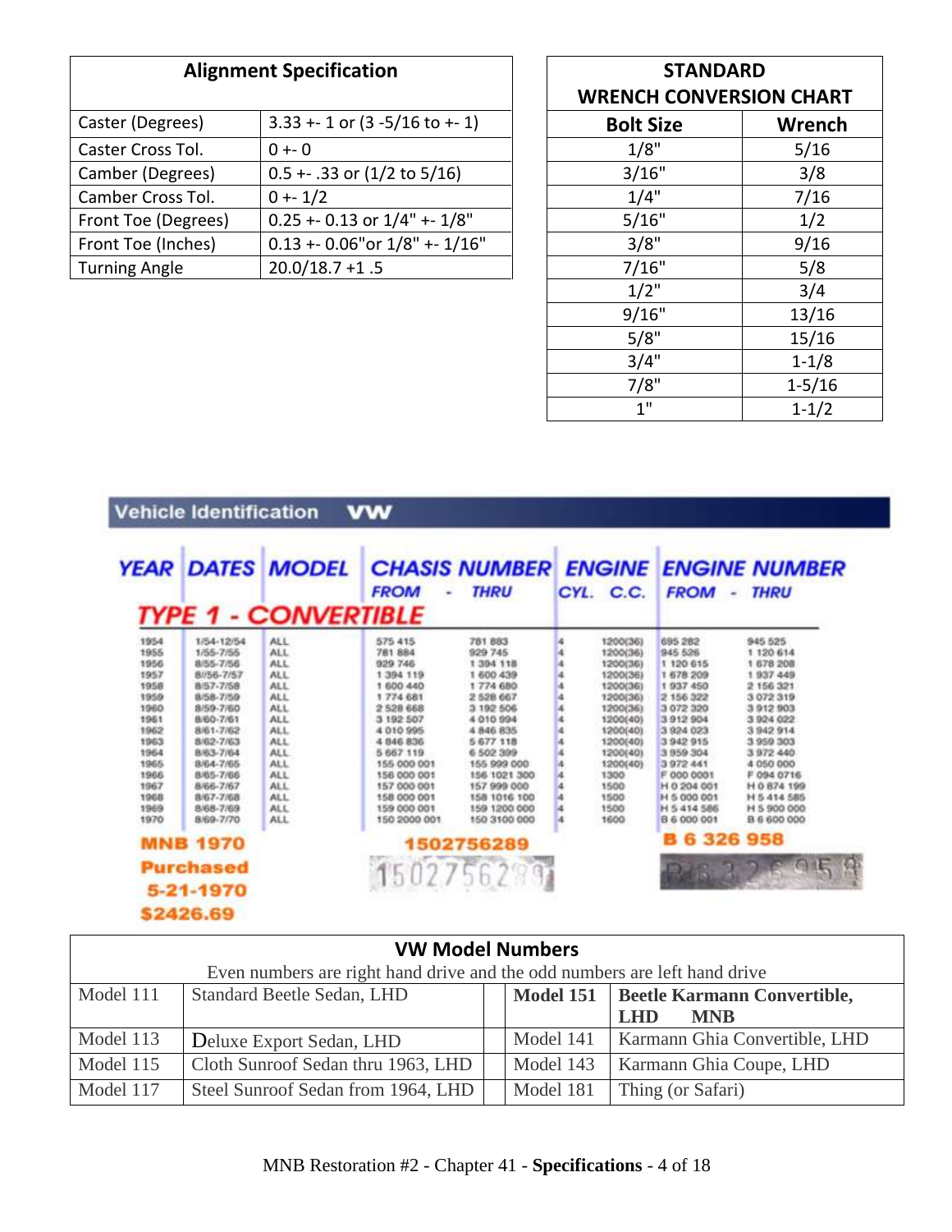## Alignment Specification

| Alignment Specification | |
|---|---|
| Caster (Degrees) | 3.33 +- 1 or (3 -5/16 to +- 1) |
| Caster Cross Tol. | 0 +- 0 |
| Camber (Degrees) | 0.5 +- .33 or (1/2 to 5/16) |
| Camber Cross Tol. | 0 +- 1/2 |
| Front Toe (Degrees) | 0.25 +- 0.13 or 1/4" +- 1/8" |
| Front Toe (Inches) | 0.13 +- 0.06"or 1/8" +- 1/16" |
| Turning Angle | 20.0/18.7 +1 .5 |

## STANDARD WRENCH CONVERSION CHART

| Bolt Size | Wrench |
|---|---|
| 1/8" | 5/16 |
| 3/16" | 3/8 |
| 1/4" | 7/16 |
| 5/16" | 1/2 |
| 3/8" | 9/16 |
| 7/16" | 5/8 |
| 1/2" | 3/4 |
| 9/16" | 13/16 |
| 5/8" | 15/16 |
| 3/4" | 1-1/8 |
| 7/8" | 1-5/16 |
| 1" | 1-1/2 |

## Vehicle Identification VW

### TYPE 1 - CONVERTIBLE

| YEAR | DATES | MODEL | CHASSIS NUMBER FROM | CHASSIS NUMBER THRU | ENGINE CYL. | ENGINE C.C. | ENGINE NUMBER FROM | ENGINE NUMBER THRU |
|---|---|---|---|---|---|---|---|---|
| 1954 | 1/54-12/54 | ALL | 575 415 | 781 883 | 4 | 1200(36) | 695 282 | 945 525 |
| 1955 | 1/55-7/55 | ALL | 781 884 | 929 745 | 4 | 1200(36) | 945 526 | 1 120 614 |
| 1956 | 8/55-7/56 | ALL | 929 746 | 1 394 118 | 4 | 1200(36) | 1 120 615 | 1 678 208 |
| 1957 | 8//56-7/57 | ALL | 1 394 119 | 1 600 439 | 4 | 1200(36) | 1 678 209 | 1 937 449 |
| 1958 | 8/57-7/58 | ALL | 1 600 440 | 1 774 680 | 4 | 1200(36) | 1 937 450 | 2 156 321 |
| 1959 | 8/58-7/59 | ALL | 1 774 681 | 2 528 667 | 4 | 1200(36) | 2 156 322 | 3 072 319 |
| 1960 | 8/59-7/60 | ALL | 2 528 668 | 3 192 506 | 4 | 1200(36) | 3 072 320 | 3 912 903 |
| 1961 | 8/60-7/61 | ALL | 3 192 507 | 4 010 994 | 4 | 1200(40) | 3 912 904 | 3 924 022 |
| 1962 | 8/61-7/62 | ALL | 4 010 995 | 4 846 835 | 4 | 1200(40) | 3 924 023 | 3 942 914 |
| 1963 | 8/62-7/63 | ALL | 4 846 836 | 5 677 118 | 4 | 1200(40) | 3 942 915 | 3 959 303 |
| 1964 | 8/63-7/64 | ALL | 5 667 119 | 6 502 399 | 4 | 1200(40) | 3 959 304 | 3 972 440 |
| 1965 | 8/64-7/65 | ALL | 155 000 001 | 155 999 000 | 4 | 1200(40) | 3 972 441 | 4 050 000 |
| 1966 | 8/65-7/66 | ALL | 156 000 001 | 156 1021 300 | 4 | 1300 | F 000 0001 | F 094 0716 |
| 1967 | 8/66-7/67 | ALL | 157 000 001 | 157 999 000 | 4 | 1500 | H 0 204 001 | H 0 874 199 |
| 1968 | 8/67-7/68 | ALL | 158 000 001 | 158 1016 100 | 4 | 1500 | H 5 000 001 | H 5 414 585 |
| 1969 | 8/68-7/69 | ALL | 159 000 001 | 159 1200 000 | 4 | 1500 | H 5 414 586 | H 5 900 000 |
| 1970 | 8/69-7/70 | ALL | 150 2000 001 | 150 3100 000 | 4 | 1600 | B 6 000 001 | B 6 600 000 |

**MNB 1970**
**Purchased 5-21-1970**
**$2426.69**

**1502756289**

**B 6 326 958**

## VW Model Numbers

Even numbers are right hand drive and the odd numbers are left hand drive

| Model | Description | Model | Description |
|---|---|---|---|
| Model 111 | Standard Beetle Sedan, LHD | **Model 151** | **Beetle Karmann Convertible, LHD MNB** |
| Model 113 | Deluxe Export Sedan, LHD | Model 141 | Karmann Ghia Convertible, LHD |
| Model 115 | Cloth Sunroof Sedan thru 1963, LHD | Model 143 | Karmann Ghia Coupe, LHD |
| Model 117 | Steel Sunroof Sedan from 1964, LHD | Model 181 | Thing (or Safari) |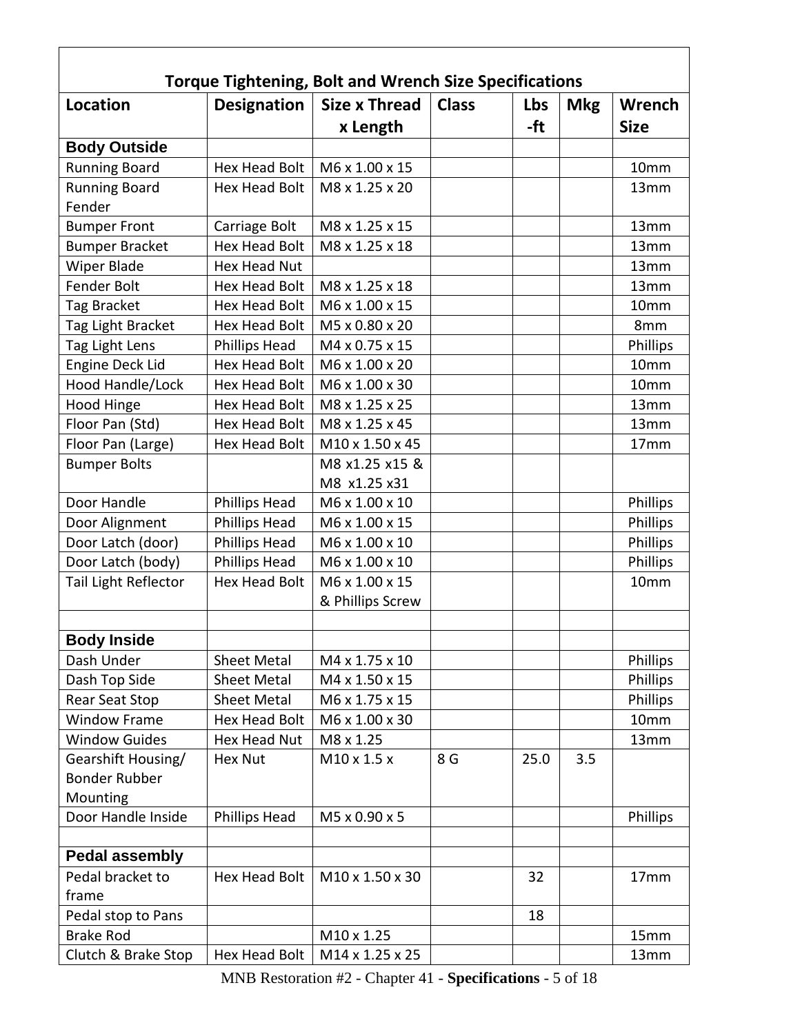## Torque Tightening, Bolt and Wrench Size Specifications

| Location | Designation | Size x Thread x Length | Class | Lbs -ft | Mkg | Wrench Size |
|---|---|---|---|---|---|---|
| **Body Outside** | | | | | | |
| Running Board | Hex Head Bolt | M6 x 1.00 x 15 | | | | 10mm |
| Running Board Fender | Hex Head Bolt | M8 x 1.25 x 20 | | | | 13mm |
| Bumper Front | Carriage Bolt | M8 x 1.25 x 15 | | | | 13mm |
| Bumper Bracket | Hex Head Bolt | M8 x 1.25 x 18 | | | | 13mm |
| Wiper Blade | Hex Head Nut | | | | | 13mm |
| Fender Bolt | Hex Head Bolt | M8 x 1.25 x 18 | | | | 13mm |
| Tag Bracket | Hex Head Bolt | M6 x 1.00 x 15 | | | | 10mm |
| Tag Light Bracket | Hex Head Bolt | M5 x 0.80 x 20 | | | | 8mm |
| Tag Light Lens | Phillips Head | M4 x 0.75 x 15 | | | | Phillips |
| Engine Deck Lid | Hex Head Bolt | M6 x 1.00 x 20 | | | | 10mm |
| Hood Handle/Lock | Hex Head Bolt | M6 x 1.00 x 30 | | | | 10mm |
| Hood Hinge | Hex Head Bolt | M8 x 1.25 x 25 | | | | 13mm |
| Floor Pan (Std) | Hex Head Bolt | M8 x 1.25 x 45 | | | | 13mm |
| Floor Pan (Large) | Hex Head Bolt | M10 x 1.50 x 45 | | | | 17mm |
| Bumper Bolts | | M8 x1.25 x15 & M8 x1.25 x31 | | | | |
| Door Handle | Phillips Head | M6 x 1.00 x 10 | | | | Phillips |
| Door Alignment | Phillips Head | M6 x 1.00 x 15 | | | | Phillips |
| Door Latch (door) | Phillips Head | M6 x 1.00 x 10 | | | | Phillips |
| Door Latch (body) | Phillips Head | M6 x 1.00 x 10 | | | | Phillips |
| Tail Light Reflector | Hex Head Bolt | M6 x 1.00 x 15 & Phillips Screw | | | | 10mm |
| | | | | | | |
| **Body Inside** | | | | | | |
| Dash Under | Sheet Metal | M4 x 1.75 x 10 | | | | Phillips |
| Dash Top Side | Sheet Metal | M4 x 1.50 x 15 | | | | Phillips |
| Rear Seat Stop | Sheet Metal | M6 x 1.75 x 15 | | | | Phillips |
| Window Frame | Hex Head Bolt | M6 x 1.00 x 30 | | | | 10mm |
| Window Guides | Hex Head Nut | M8 x 1.25 | | | | 13mm |
| Gearshift Housing/ Bonder Rubber Mounting | Hex Nut | M10 x 1.5 x | 8 G | 25.0 | 3.5 | |
| Door Handle Inside | Phillips Head | M5 x 0.90 x 5 | | | | Phillips |
| | | | | | | |
| **Pedal assembly** | | | | | | |
| Pedal bracket to frame | Hex Head Bolt | M10 x 1.50 x 30 | | 32 | | 17mm |
| Pedal stop to Pans | | | | 18 | | |
| Brake Rod | | M10 x 1.25 | | | | 15mm |
| Clutch & Brake Stop | Hex Head Bolt | M14 x 1.25 x 25 | | | | 13mm |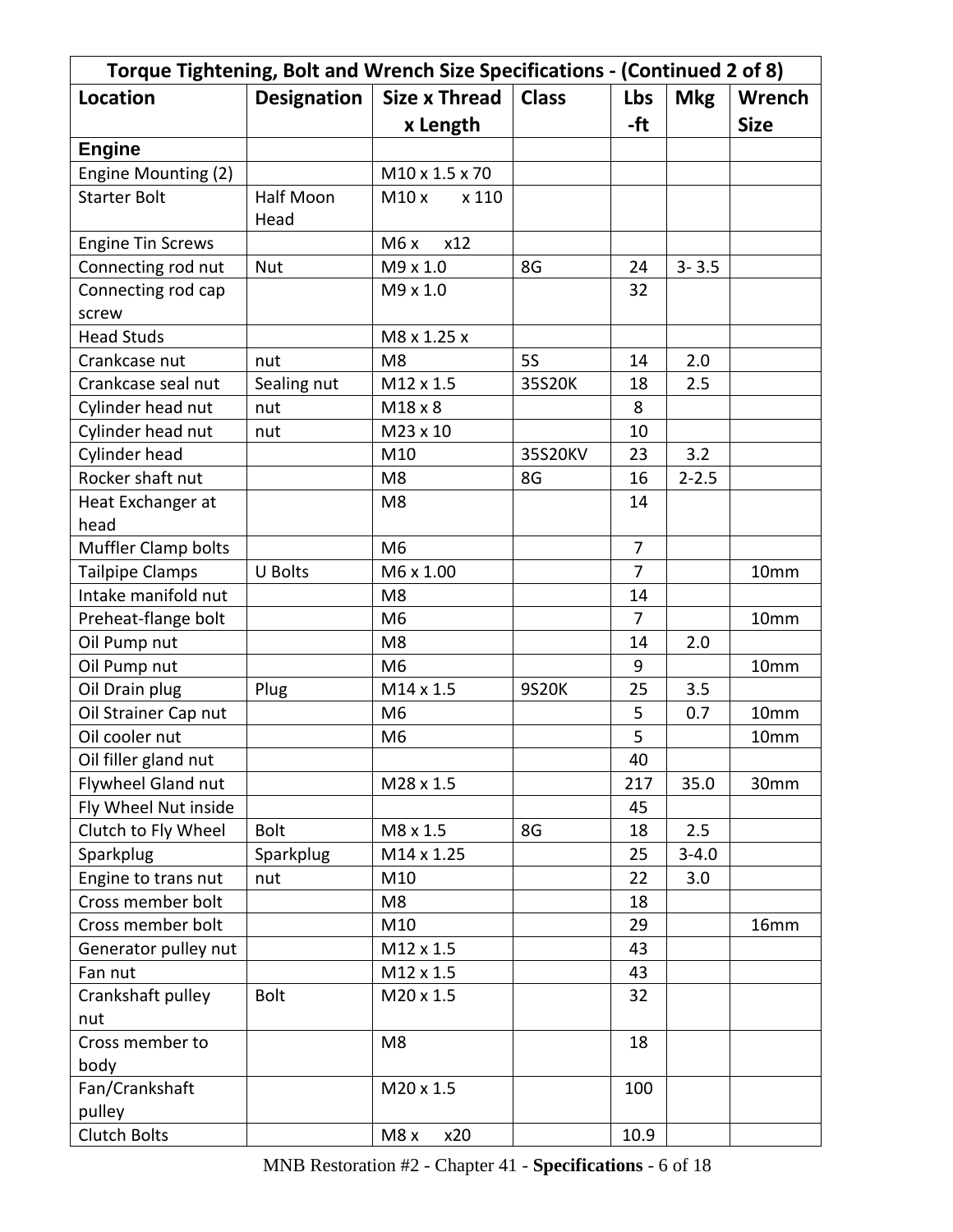| Torque Tightening, Bolt and Wrench Size Specifications - (Continued 2 of 8) | | | | | | |
|---|---|---|---|---|---|---|
| **Location** | **Designation** | **Size x Thread x Length** | **Class** | **Lbs -ft** | **Mkg** | **Wrench Size** |
| **Engine** | | | | | | |
| Engine Mounting (2) | | M10 x 1.5 x 70 | | | | |
| Starter Bolt | Half Moon Head | M10 x x 110 | | | | |
| Engine Tin Screws | | M6 x x12 | | | | |
| Connecting rod nut | Nut | M9 x 1.0 | 8G | 24 | 3- 3.5 | |
| Connecting rod cap screw | | M9 x 1.0 | | 32 | | |
| Head Studs | | M8 x 1.25 x | | | | |
| Crankcase nut | nut | M8 | 5S | 14 | 2.0 | |
| Crankcase seal nut | Sealing nut | M12 x 1.5 | 35S20K | 18 | 2.5 | |
| Cylinder head nut | nut | M18 x 8 | | 8 | | |
| Cylinder head nut | nut | M23 x 10 | | 10 | | |
| Cylinder head | | M10 | 35S20KV | 23 | 3.2 | |
| Rocker shaft nut | | M8 | 8G | 16 | 2-2.5 | |
| Heat Exchanger at head | | M8 | | 14 | | |
| Muffler Clamp bolts | | M6 | | 7 | | |
| Tailpipe Clamps | U Bolts | M6 x 1.00 | | 7 | | 10mm |
| Intake manifold nut | | M8 | | 14 | | |
| Preheat-flange bolt | | M6 | | 7 | | 10mm |
| Oil Pump nut | | M8 | | 14 | 2.0 | |
| Oil Pump nut | | M6 | | 9 | | 10mm |
| Oil Drain plug | Plug | M14 x 1.5 | 9S20K | 25 | 3.5 | |
| Oil Strainer Cap nut | | M6 | | 5 | 0.7 | 10mm |
| Oil cooler nut | | M6 | | 5 | | 10mm |
| Oil filler gland nut | | | | 40 | | |
| Flywheel Gland nut | | M28 x 1.5 | | 217 | 35.0 | 30mm |
| Fly Wheel Nut inside | | | | 45 | | |
| Clutch to Fly Wheel | Bolt | M8 x 1.5 | 8G | 18 | 2.5 | |
| Sparkplug | Sparkplug | M14 x 1.25 | | 25 | 3-4.0 | |
| Engine to trans nut | nut | M10 | | 22 | 3.0 | |
| Cross member bolt | | M8 | | 18 | | |
| Cross member bolt | | M10 | | 29 | | 16mm |
| Generator pulley nut | | M12 x 1.5 | | 43 | | |
| Fan nut | | M12 x 1.5 | | 43 | | |
| Crankshaft pulley nut | Bolt | M20 x 1.5 | | 32 | | |
| Cross member to body | | M8 | | 18 | | |
| Fan/Crankshaft pulley | | M20 x 1.5 | | 100 | | |
| Clutch Bolts | | M8 x x20 | | 10.9 | | |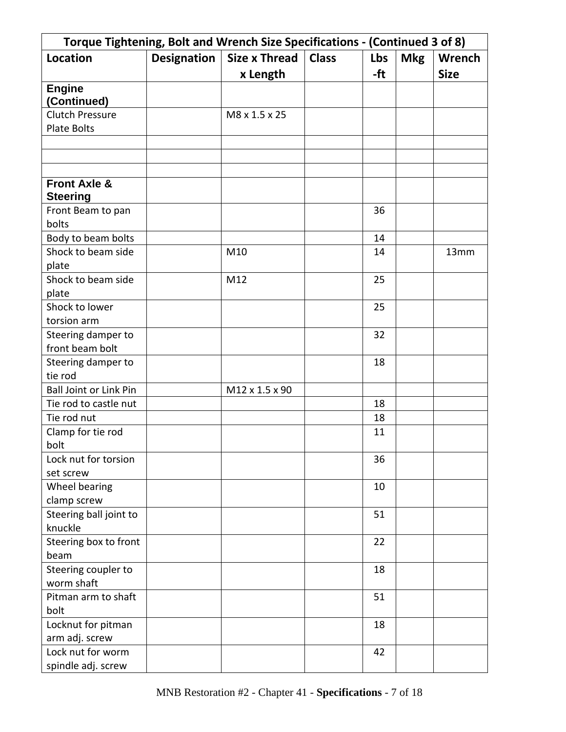| Torque Tightening, Bolt and Wrench Size Specifications - (Continued 3 of 8) | | | | | | |
|---|---|---|---|---|---|---|
| **Location** | **Designation** | **Size x Thread x Length** | **Class** | **Lbs -ft** | **Mkg** | **Wrench Size** |
| **Engine (Continued)** | | | | | | |
| Clutch Pressure Plate Bolts | | M8 x 1.5 x 25 | | | | |
| | | | | | | |
| | | | | | | |
| | | | | | | |
| **Front Axle & Steering** | | | | | | |
| Front Beam to pan bolts | | | | 36 | | |
| Body to beam bolts | | | | 14 | | |
| Shock to beam side plate | | M10 | | 14 | | 13mm |
| Shock to beam side plate | | M12 | | 25 | | |
| Shock to lower torsion arm | | | | 25 | | |
| Steering damper to front beam bolt | | | | 32 | | |
| Steering damper to tie rod | | | | 18 | | |
| Ball Joint or Link Pin | | M12 x 1.5 x 90 | | | | |
| Tie rod to castle nut | | | | 18 | | |
| Tie rod nut | | | | 18 | | |
| Clamp for tie rod bolt | | | | 11 | | |
| Lock nut for torsion set screw | | | | 36 | | |
| Wheel bearing clamp screw | | | | 10 | | |
| Steering ball joint to knuckle | | | | 51 | | |
| Steering box to front beam | | | | 22 | | |
| Steering coupler to worm shaft | | | | 18 | | |
| Pitman arm to shaft bolt | | | | 51 | | |
| Locknut for pitman arm adj. screw | | | | 18 | | |
| Lock nut for worm spindle adj. screw | | | | 42 | | |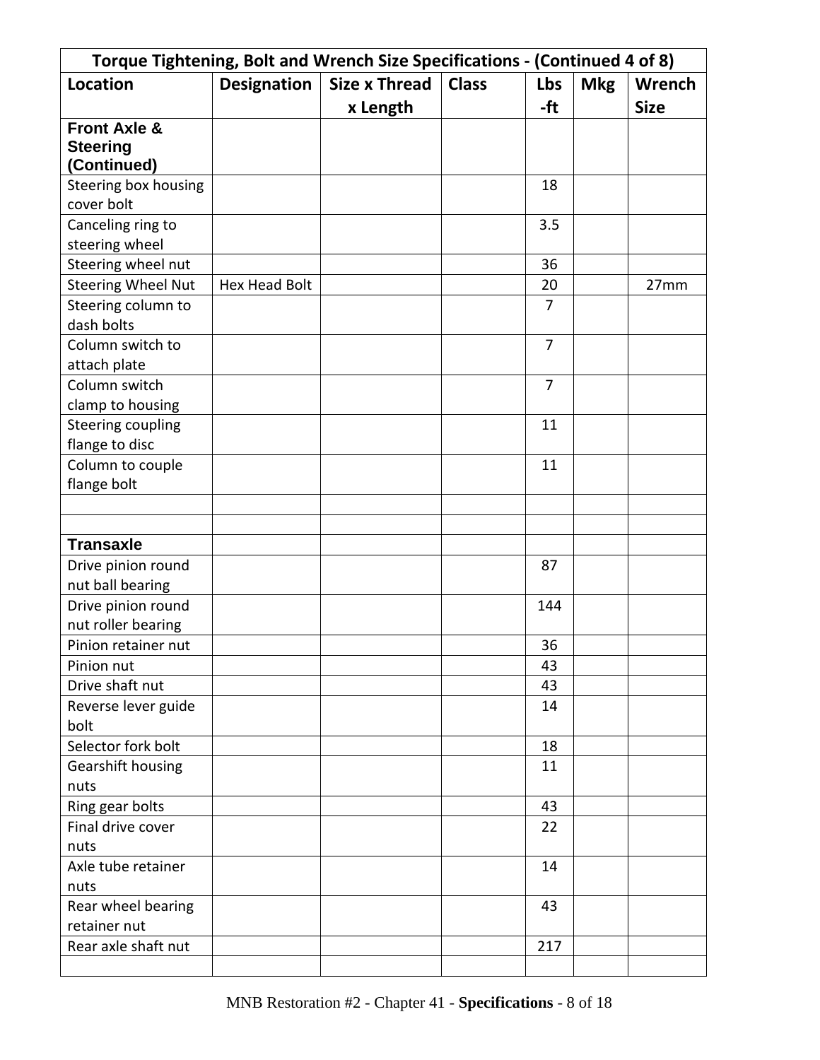| Torque Tightening, Bolt and Wrench Size Specifications - (Continued 4 of 8) | | | | | | |
|---|---|---|---|---|---|---|
| **Location** | **Designation** | **Size x Thread x Length** | **Class** | **Lbs -ft** | **Mkg** | **Wrench Size** |
| **Front Axle & Steering (Continued)** | | | | | | |
| Steering box housing cover bolt | | | | 18 | | |
| Canceling ring to steering wheel | | | | 3.5 | | |
| Steering wheel nut | | | | 36 | | |
| Steering Wheel Nut | Hex Head Bolt | | | 20 | | 27mm |
| Steering column to dash bolts | | | | 7 | | |
| Column switch to attach plate | | | | 7 | | |
| Column switch clamp to housing | | | | 7 | | |
| Steering coupling flange to disc | | | | 11 | | |
| Column to couple flange bolt | | | | 11 | | |
| | | | | | | |
| | | | | | | |
| **Transaxle** | | | | | | |
| Drive pinion round nut ball bearing | | | | 87 | | |
| Drive pinion round nut roller bearing | | | | 144 | | |
| Pinion retainer nut | | | | 36 | | |
| Pinion nut | | | | 43 | | |
| Drive shaft nut | | | | 43 | | |
| Reverse lever guide bolt | | | | 14 | | |
| Selector fork bolt | | | | 18 | | |
| Gearshift housing nuts | | | | 11 | | |
| Ring gear bolts | | | | 43 | | |
| Final drive cover nuts | | | | 22 | | |
| Axle tube retainer nuts | | | | 14 | | |
| Rear wheel bearing retainer nut | | | | 43 | | |
| Rear axle shaft nut | | | | 217 | | |
| | | | | | | |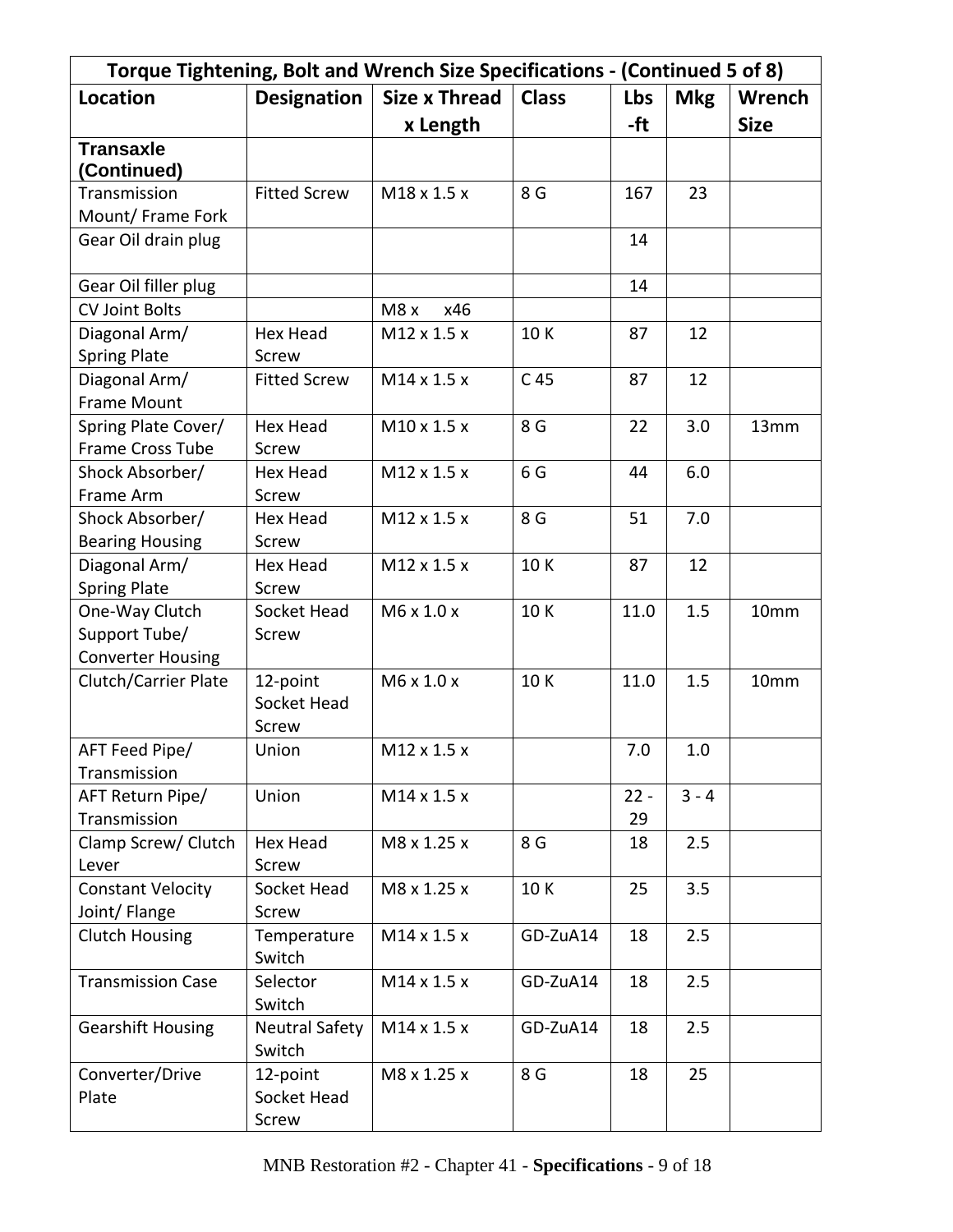| Torque Tightening, Bolt and Wrench Size Specifications - (Continued 5 of 8) | | | | | | |
|---|---|---|---|---|---|---|
| **Location** | **Designation** | **Size x Thread x Length** | **Class** | **Lbs -ft** | **Mkg** | **Wrench Size** |
| **Transaxle (Continued)** | | | | | | |
| Transmission Mount/ Frame Fork | Fitted Screw | M18 x 1.5 x | 8 G | 167 | 23 | |
| Gear Oil drain plug | | | | 14 | | |
| Gear Oil filler plug | | | | 14 | | |
| CV Joint Bolts | | M8 x x46 | | | | |
| Diagonal Arm/ Spring Plate | Hex Head Screw | M12 x 1.5 x | 10 K | 87 | 12 | |
| Diagonal Arm/ Frame Mount | Fitted Screw | M14 x 1.5 x | C 45 | 87 | 12 | |
| Spring Plate Cover/ Frame Cross Tube | Hex Head Screw | M10 x 1.5 x | 8 G | 22 | 3.0 | 13mm |
| Shock Absorber/ Frame Arm | Hex Head Screw | M12 x 1.5 x | 6 G | 44 | 6.0 | |
| Shock Absorber/ Bearing Housing | Hex Head Screw | M12 x 1.5 x | 8 G | 51 | 7.0 | |
| Diagonal Arm/ Spring Plate | Hex Head Screw | M12 x 1.5 x | 10 K | 87 | 12 | |
| One-Way Clutch Support Tube/ Converter Housing | Socket Head Screw | M6 x 1.0 x | 10 K | 11.0 | 1.5 | 10mm |
| Clutch/Carrier Plate | 12-point Socket Head Screw | M6 x 1.0 x | 10 K | 11.0 | 1.5 | 10mm |
| AFT Feed Pipe/ Transmission | Union | M12 x 1.5 x | | 7.0 | 1.0 | |
| AFT Return Pipe/ Transmission | Union | M14 x 1.5 x | | 22 - 29 | 3 - 4 | |
| Clamp Screw/ Clutch Lever | Hex Head Screw | M8 x 1.25 x | 8 G | 18 | 2.5 | |
| Constant Velocity Joint/ Flange | Socket Head Screw | M8 x 1.25 x | 10 K | 25 | 3.5 | |
| Clutch Housing | Temperature Switch | M14 x 1.5 x | GD-ZuA14 | 18 | 2.5 | |
| Transmission Case | Selector Switch | M14 x 1.5 x | GD-ZuA14 | 18 | 2.5 | |
| Gearshift Housing | Neutral Safety Switch | M14 x 1.5 x | GD-ZuA14 | 18 | 2.5 | |
| Converter/Drive Plate | 12-point Socket Head Screw | M8 x 1.25 x | 8 G | 18 | 25 | |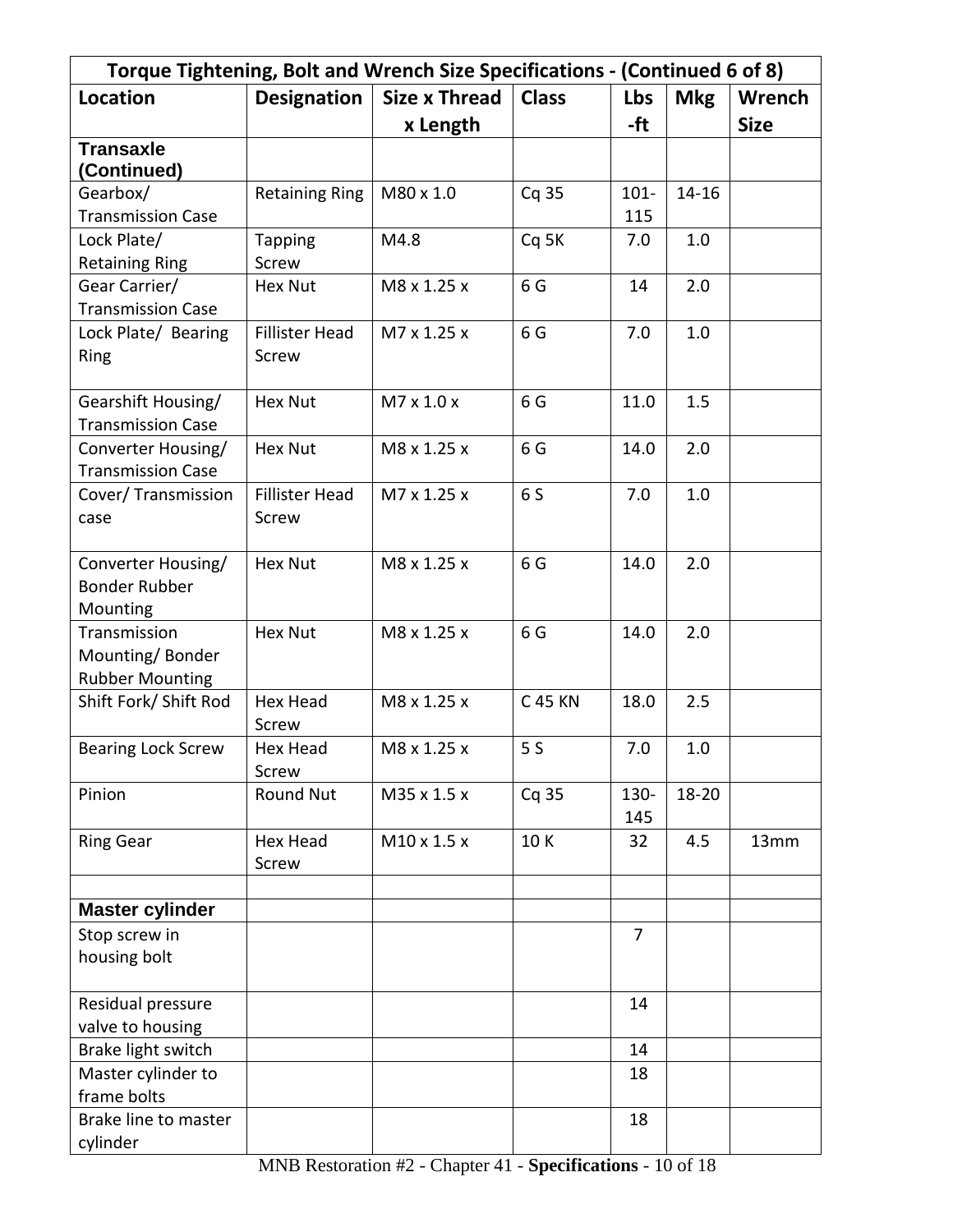| Torque Tightening, Bolt and Wrench Size Specifications - (Continued 6 of 8) | | | | | | |
|---|---|---|---|---|---|---|
| **Location** | **Designation** | **Size x Thread x Length** | **Class** | **Lbs -ft** | **Mkg** | **Wrench Size** |
| **Transaxle (Continued)** | | | | | | |
| Gearbox/ Transmission Case | Retaining Ring | M80 x 1.0 | Cq 35 | 101-115 | 14-16 | |
| Lock Plate/ Retaining Ring | Tapping Screw | M4.8 | Cq 5K | 7.0 | 1.0 | |
| Gear Carrier/ Transmission Case | Hex Nut | M8 x 1.25 x | 6 G | 14 | 2.0 | |
| Lock Plate/ Bearing Ring | Fillister Head Screw | M7 x 1.25 x | 6 G | 7.0 | 1.0 | |
| Gearshift Housing/ Transmission Case | Hex Nut | M7 x 1.0 x | 6 G | 11.0 | 1.5 | |
| Converter Housing/ Transmission Case | Hex Nut | M8 x 1.25 x | 6 G | 14.0 | 2.0 | |
| Cover/ Transmission case | Fillister Head Screw | M7 x 1.25 x | 6 S | 7.0 | 1.0 | |
| Converter Housing/ Bonder Rubber Mounting | Hex Nut | M8 x 1.25 x | 6 G | 14.0 | 2.0 | |
| Transmission Mounting/ Bonder Rubber Mounting | Hex Nut | M8 x 1.25 x | 6 G | 14.0 | 2.0 | |
| Shift Fork/ Shift Rod | Hex Head Screw | M8 x 1.25 x | C 45 KN | 18.0 | 2.5 | |
| Bearing Lock Screw | Hex Head Screw | M8 x 1.25 x | 5 S | 7.0 | 1.0 | |
| Pinion | Round Nut | M35 x 1.5 x | Cq 35 | 130-145 | 18-20 | |
| Ring Gear | Hex Head Screw | M10 x 1.5 x | 10 K | 32 | 4.5 | 13mm |
| | | | | | | |
| **Master cylinder** | | | | | | |
| Stop screw in housing bolt | | | | 7 | | |
| Residual pressure valve to housing | | | | 14 | | |
| Brake light switch | | | | 14 | | |
| Master cylinder to frame bolts | | | | 18 | | |
| Brake line to master cylinder | | | | 18 | | |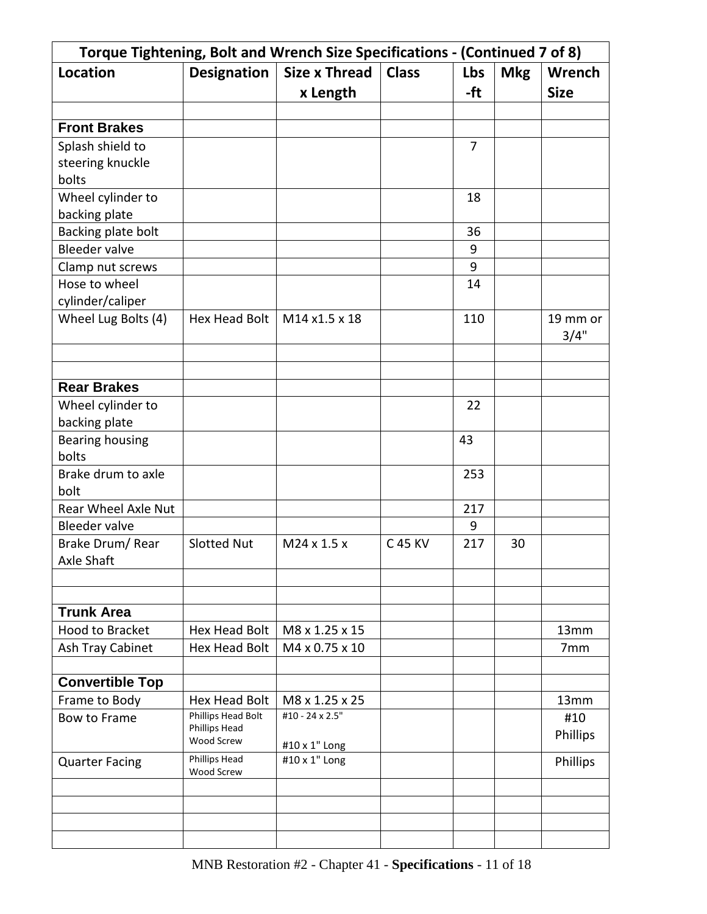| Torque Tightening, Bolt and Wrench Size Specifications - (Continued 7 of 8) | | | | | | |
|---|---|---|---|---|---|---|
| **Location** | **Designation** | **Size x Thread x Length** | **Class** | **Lbs -ft** | **Mkg** | **Wrench Size** |
| | | | | | | |
| **Front Brakes** | | | | | | |
| Splash shield to steering knuckle bolts | | | | 7 | | |
| Wheel cylinder to backing plate | | | | 18 | | |
| Backing plate bolt | | | | 36 | | |
| Bleeder valve | | | | 9 | | |
| Clamp nut screws | | | | 9 | | |
| Hose to wheel cylinder/caliper | | | | 14 | | |
| Wheel Lug Bolts (4) | Hex Head Bolt | M14 x1.5 x 18 | | 110 | | 19 mm or 3/4" |
| | | | | | | |
| | | | | | | |
| **Rear Brakes** | | | | | | |
| Wheel cylinder to backing plate | | | | 22 | | |
| Bearing housing bolts | | | | 43 | | |
| Brake drum to axle bolt | | | | 253 | | |
| Rear Wheel Axle Nut | | | | 217 | | |
| Bleeder valve | | | | 9 | | |
| Brake Drum/ Rear Axle Shaft | Slotted Nut | M24 x 1.5 x | C 45 KV | 217 | 30 | |
| | | | | | | |
| | | | | | | |
| **Trunk Area** | | | | | | |
| Hood to Bracket | Hex Head Bolt | M8 x 1.25 x 15 | | | | 13mm |
| Ash Tray Cabinet | Hex Head Bolt | M4 x 0.75 x 10 | | | | 7mm |
| | | | | | | |
| **Convertible Top** | | | | | | |
| Frame to Body | Hex Head Bolt | M8 x 1.25 x 25 | | | | 13mm |
| Bow to Frame | Phillips Head Bolt<br>Phillips Head Wood Screw | #10 - 24 x 2.5"<br>#10 x 1" Long | | | | #10 Phillips |
| Quarter Facing | Phillips Head Wood Screw | #10 x 1" Long | | | | Phillips |
| | | | | | | |
| | | | | | | |
| | | | | | | |
| | | | | | | |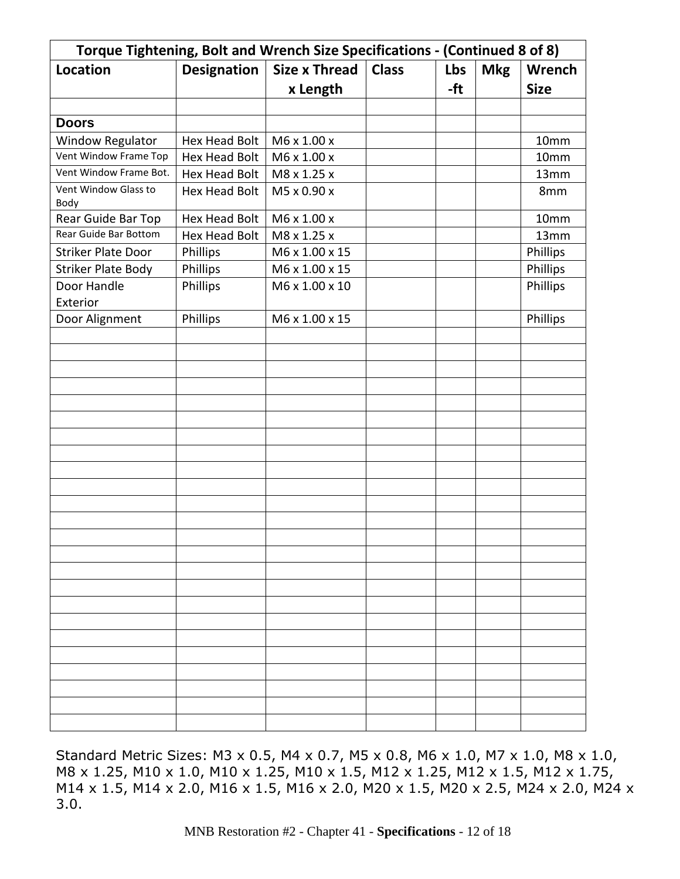| Torque Tightening, Bolt and Wrench Size Specifications - (Continued 8 of 8) | | | | | | |
|---|---|---|---|---|---|---|
| **Location** | **Designation** | **Size x Thread x Length** | **Class** | **Lbs -ft** | **Mkg** | **Wrench Size** |
| | | | | | | |
| **Doors** | | | | | | |
| Window Regulator | Hex Head Bolt | M6 x 1.00 x | | | | 10mm |
| Vent Window Frame Top | Hex Head Bolt | M6 x 1.00 x | | | | 10mm |
| Vent Window Frame Bot. | Hex Head Bolt | M8 x 1.25 x | | | | 13mm |
| Vent Window Glass to Body | Hex Head Bolt | M5 x 0.90 x | | | | 8mm |
| Rear Guide Bar Top | Hex Head Bolt | M6 x 1.00 x | | | | 10mm |
| Rear Guide Bar Bottom | Hex Head Bolt | M8 x 1.25 x | | | | 13mm |
| Striker Plate Door | Phillips | M6 x 1.00 x 15 | | | | Phillips |
| Striker Plate Body | Phillips | M6 x 1.00 x 15 | | | | Phillips |
| Door Handle Exterior | Phillips | M6 x 1.00 x 10 | | | | Phillips |
| Door Alignment | Phillips | M6 x 1.00 x 15 | | | | Phillips |

Standard Metric Sizes: M3 x 0.5, M4 x 0.7, M5 x 0.8, M6 x 1.0, M7 x 1.0, M8 x 1.0, M8 x 1.25, M10 x 1.0, M10 x 1.25, M10 x 1.5, M12 x 1.25, M12 x 1.5, M12 x 1.75, M14 x 1.5, M14 x 2.0, M16 x 1.5, M16 x 2.0, M20 x 1.5, M20 x 2.5, M24 x 2.0, M24 x 3.0.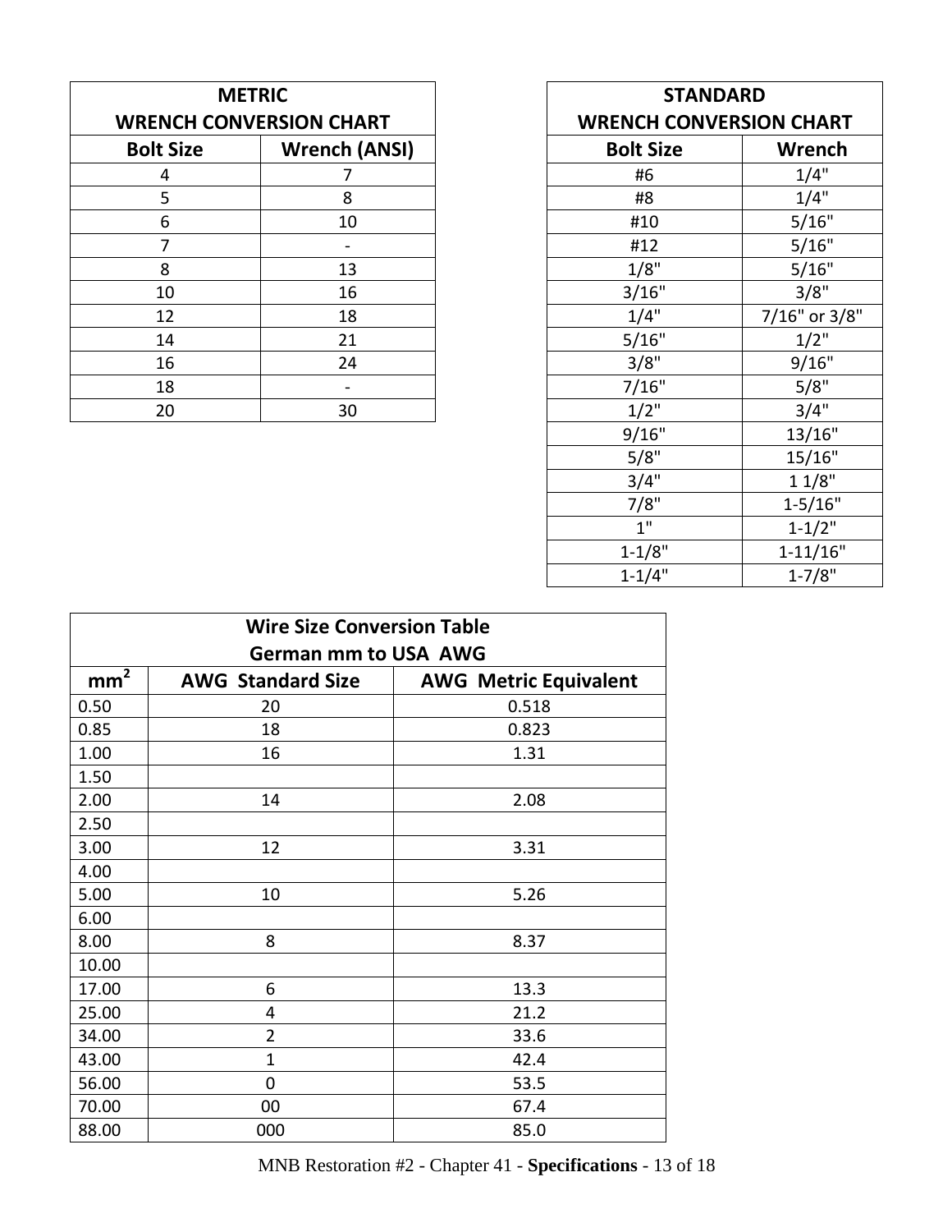| METRIC WRENCH CONVERSION CHART | |
|---|---|
| **Bolt Size** | **Wrench (ANSI)** |
| 4 | 7 |
| 5 | 8 |
| 6 | 10 |
| 7 | - |
| 8 | 13 |
| 10 | 16 |
| 12 | 18 |
| 14 | 21 |
| 16 | 24 |
| 18 | - |
| 20 | 30 |

| STANDARD WRENCH CONVERSION CHART | |
|---|---|
| **Bolt Size** | **Wrench** |
| #6 | 1/4" |
| #8 | 1/4" |
| #10 | 5/16" |
| #12 | 5/16" |
| 1/8" | 5/16" |
| 3/16" | 3/8" |
| 1/4" | 7/16" or 3/8" |
| 5/16" | 1/2" |
| 3/8" | 9/16" |
| 7/16" | 5/8" |
| 1/2" | 3/4" |
| 9/16" | 13/16" |
| 5/8" | 15/16" |
| 3/4" | 1 1/8" |
| 7/8" | 1-5/16" |
| 1" | 1-1/2" |
| 1-1/8" | 1-11/16" |
| 1-1/4" | 1-7/8" |

| Wire Size Conversion Table German mm to USA AWG | | |
|---|---|---|
| **$mm^2$** | **AWG Standard Size** | **AWG Metric Equivalent** |
| 0.50 | 20 | 0.518 |
| 0.85 | 18 | 0.823 |
| 1.00 | 16 | 1.31 |
| 1.50 | | |
| 2.00 | 14 | 2.08 |
| 2.50 | | |
| 3.00 | 12 | 3.31 |
| 4.00 | | |
| 5.00 | 10 | 5.26 |
| 6.00 | | |
| 8.00 | 8 | 8.37 |
| 10.00 | | |
| 17.00 | 6 | 13.3 |
| 25.00 | 4 | 21.2 |
| 34.00 | 2 | 33.6 |
| 43.00 | 1 | 42.4 |
| 56.00 | 0 | 53.5 |
| 70.00 | 00 | 67.4 |
| 88.00 | 000 | 85.0 |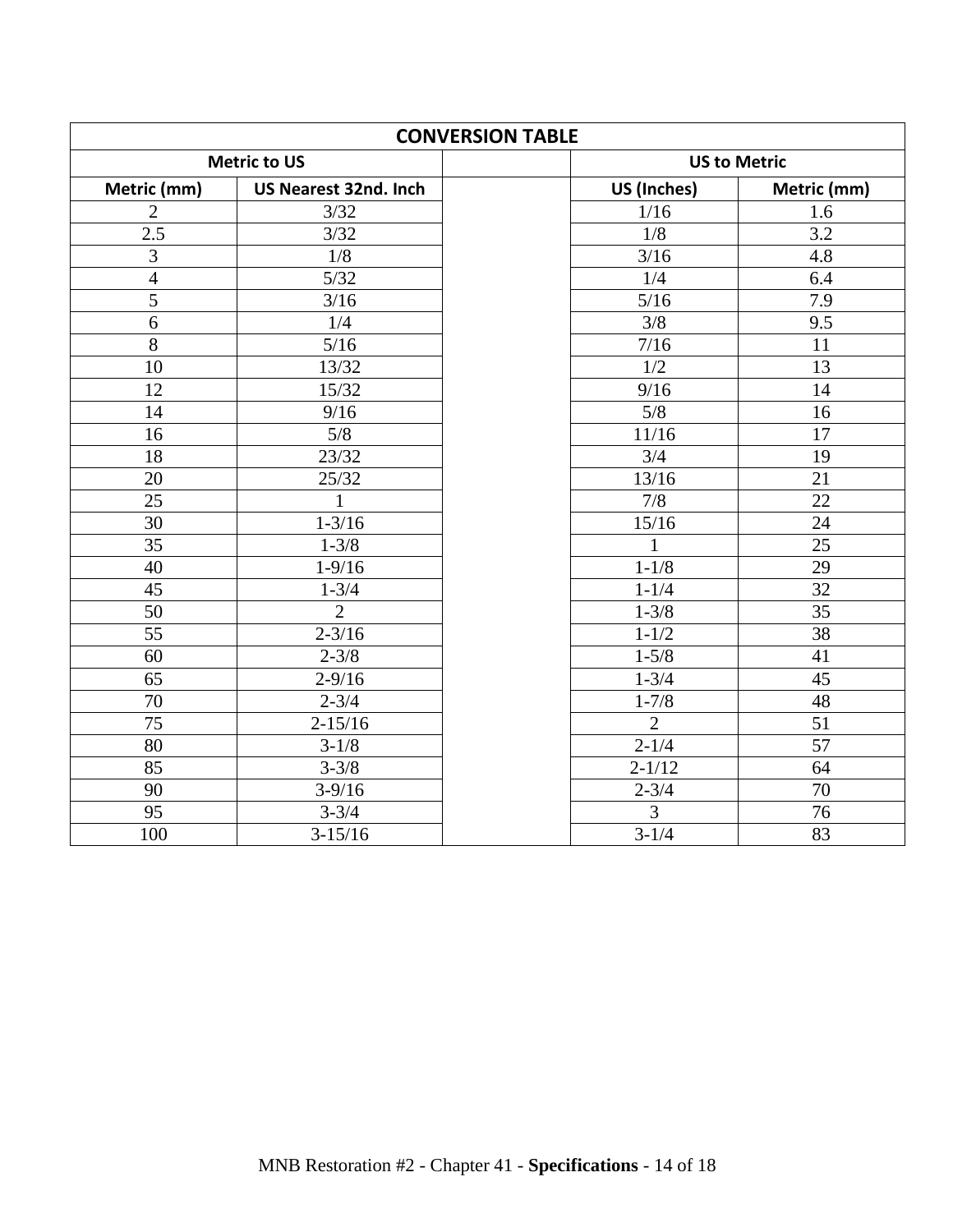| CONVERSION TABLE | | | | |
|---|---|---|---|---|
| Metric to US | | | US to Metric | |
| Metric (mm) | US Nearest 32nd. Inch | | US (Inches) | Metric (mm) |
| 2 | 3/32 | | 1/16 | 1.6 |
| 2.5 | 3/32 | | 1/8 | 3.2 |
| 3 | 1/8 | | 3/16 | 4.8 |
| 4 | 5/32 | | 1/4 | 6.4 |
| 5 | 3/16 | | 5/16 | 7.9 |
| 6 | 1/4 | | 3/8 | 9.5 |
| 8 | 5/16 | | 7/16 | 11 |
| 10 | 13/32 | | 1/2 | 13 |
| 12 | 15/32 | | 9/16 | 14 |
| 14 | 9/16 | | 5/8 | 16 |
| 16 | 5/8 | | 11/16 | 17 |
| 18 | 23/32 | | 3/4 | 19 |
| 20 | 25/32 | | 13/16 | 21 |
| 25 | 1 | | 7/8 | 22 |
| 30 | 1-3/16 | | 15/16 | 24 |
| 35 | 1-3/8 | | 1 | 25 |
| 40 | 1-9/16 | | 1-1/8 | 29 |
| 45 | 1-3/4 | | 1-1/4 | 32 |
| 50 | 2 | | 1-3/8 | 35 |
| 55 | 2-3/16 | | 1-1/2 | 38 |
| 60 | 2-3/8 | | 1-5/8 | 41 |
| 65 | 2-9/16 | | 1-3/4 | 45 |
| 70 | 2-3/4 | | 1-7/8 | 48 |
| 75 | 2-15/16 | | 2 | 51 |
| 80 | 3-1/8 | | 2-1/4 | 57 |
| 85 | 3-3/8 | | 2-1/12 | 64 |
| 90 | 3-9/16 | | 2-3/4 | 70 |
| 95 | 3-3/4 | | 3 | 76 |
| 100 | 3-15/16 | | 3-1/4 | 83 |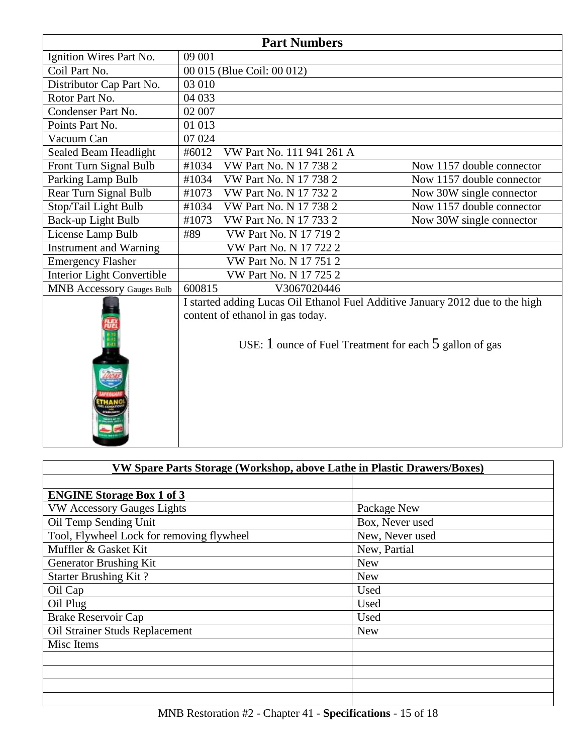| Part Numbers | | |
|---|---|---|
| Ignition Wires Part No. | 09 001 | |
| Coil Part No. | 00 015 (Blue Coil: 00 012) | |
| Distributor Cap Part No. | 03 010 | |
| Rotor Part No. | 04 033 | |
| Condenser Part No. | 02 007 | |
| Points Part No. | 01 013 | |
| Vacuum Can | 07 024 | |
| Sealed Beam Headlight | #6012 VW Part No. 111 941 261 A | |
| Front Turn Signal Bulb | #1034 VW Part No. N 17 738 2 | Now 1157 double connector |
| Parking Lamp Bulb | #1034 VW Part No. N 17 738 2 | Now 1157 double connector |
| Rear Turn Signal Bulb | #1073 VW Part No. N 17 732 2 | Now 30W single connector |
| Stop/Tail Light Bulb | #1034 VW Part No. N 17 738 2 | Now 1157 double connector |
| Back-up Light Bulb | #1073 VW Part No. N 17 733 2 | Now 30W single connector |
| License Lamp Bulb | #89 VW Part No. N 17 719 2 | |
| Instrument and Warning | VW Part No. N 17 722 2 | |
| Emergency Flasher | VW Part No. N 17 751 2 | |
| Interior Light Convertible | VW Part No. N 17 725 2 | |
| MNB Accessory Gauges Bulb | 600815 V3067020446 | |
| | I started adding Lucas Oil Ethanol Fuel Additive January 2012 due to the high content of ethanol in gas today.<br><br>USE: 1 ounce of Fuel Treatment for each 5 gallon of gas | |

| **VW Spare Parts Storage (Workshop, above Lathe in Plastic Drawers/Boxes)** | |
|---|---|
| | |
| **ENGINE Storage Box 1 of 3** | |
| VW Accessory Gauges Lights | Package New |
| Oil Temp Sending Unit | Box, Never used |
| Tool, Flywheel Lock for removing flywheel | New, Never used |
| Muffler & Gasket Kit | New, Partial |
| Generator Brushing Kit | New |
| Starter Brushing Kit ? | New |
| Oil Cap | Used |
| Oil Plug | Used |
| Brake Reservoir Cap | Used |
| Oil Strainer Studs Replacement | New |
| Misc Items | |
| | |
| | |
| | |
| | |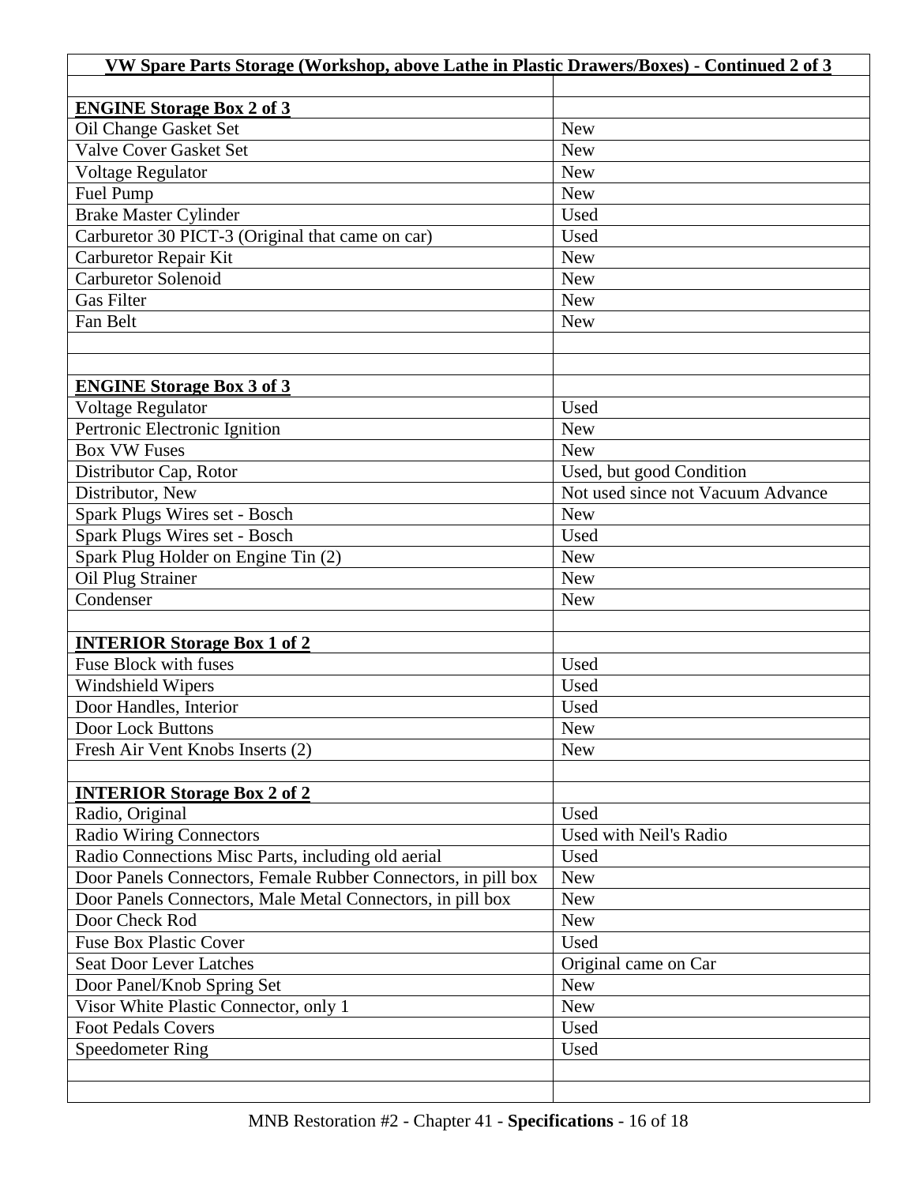| VW Spare Parts Storage (Workshop, above Lathe in Plastic Drawers/Boxes) - Continued 2 of 3 | |
|---|---|
| | |
| **ENGINE Storage Box 2 of 3** | |
| Oil Change Gasket Set | New |
| Valve Cover Gasket Set | New |
| Voltage Regulator | New |
| Fuel Pump | New |
| Brake Master Cylinder | Used |
| Carburetor 30 PICT-3 (Original that came on car) | Used |
| Carburetor Repair Kit | New |
| Carburetor Solenoid | New |
| Gas Filter | New |
| Fan Belt | New |
| | |
| | |
| **ENGINE Storage Box 3 of 3** | |
| Voltage Regulator | Used |
| Pertronic Electronic Ignition | New |
| Box VW Fuses | New |
| Distributor Cap, Rotor | Used, but good Condition |
| Distributor, New | Not used since not Vacuum Advance |
| Spark Plugs Wires set - Bosch | New |
| Spark Plugs Wires set - Bosch | Used |
| Spark Plug Holder on Engine Tin (2) | New |
| Oil Plug Strainer | New |
| Condenser | New |
| | |
| **INTERIOR Storage Box 1 of 2** | |
| Fuse Block with fuses | Used |
| Windshield Wipers | Used |
| Door Handles, Interior | Used |
| Door Lock Buttons | New |
| Fresh Air Vent Knobs Inserts (2) | New |
| | |
| **INTERIOR Storage Box 2 of 2** | |
| Radio, Original | Used |
| Radio Wiring Connectors | Used with Neil's Radio |
| Radio Connections Misc Parts, including old aerial | Used |
| Door Panels Connectors, Female Rubber Connectors, in pill box | New |
| Door Panels Connectors, Male Metal Connectors, in pill box | New |
| Door Check Rod | New |
| Fuse Box Plastic Cover | Used |
| Seat Door Lever Latches | Original came on Car |
| Door Panel/Knob Spring Set | New |
| Visor White Plastic Connector, only 1 | New |
| Foot Pedals Covers | Used |
| Speedometer Ring | Used |
| | |
| | |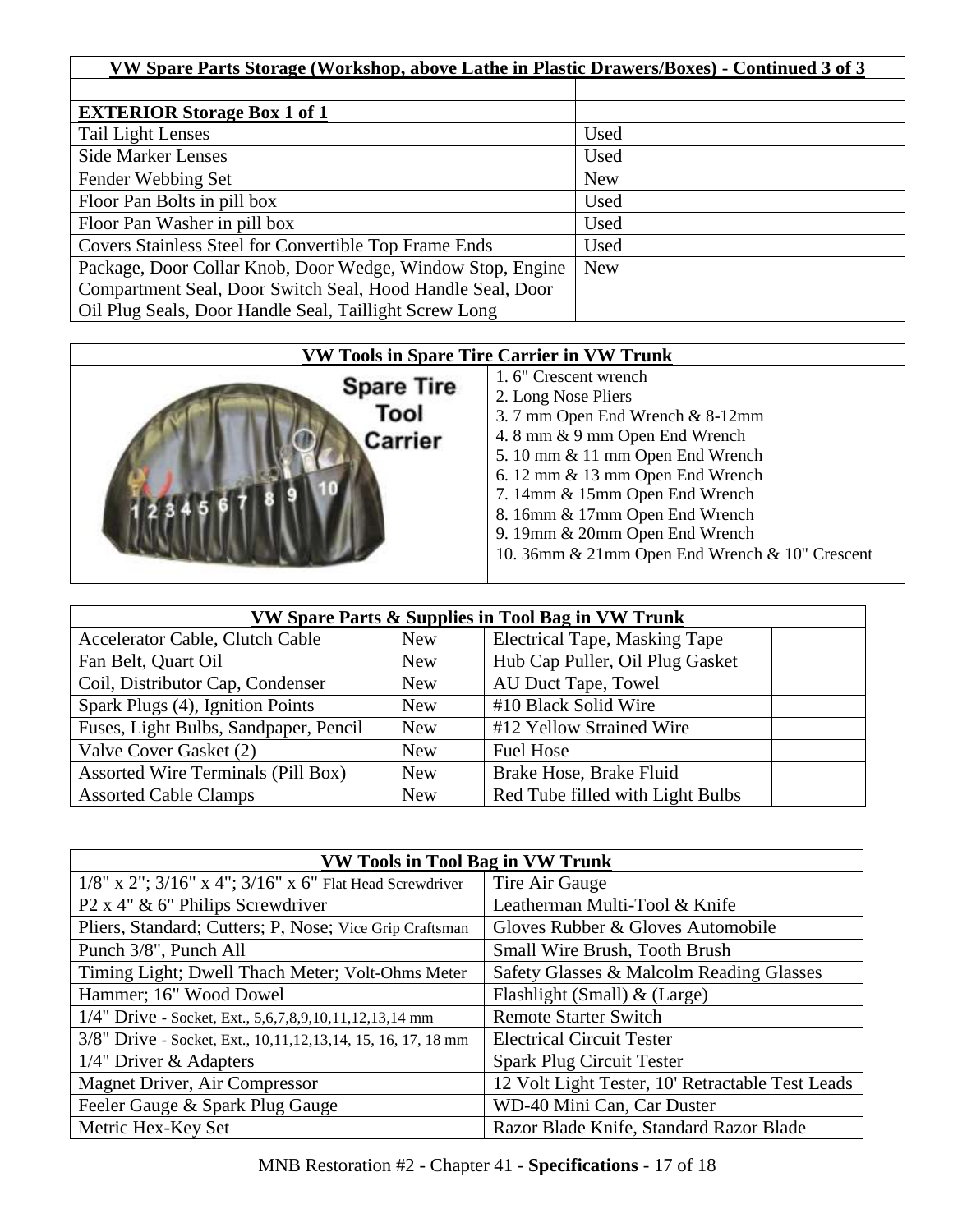| VW Spare Parts Storage (Workshop, above Lathe in Plastic Drawers/Boxes) - Continued 3 of 3 | |
|---|---|
| | |
| **EXTERIOR Storage Box 1 of 1** | |
| Tail Light Lenses | Used |
| Side Marker Lenses | Used |
| Fender Webbing Set | New |
| Floor Pan Bolts in pill box | Used |
| Floor Pan Washer in pill box | Used |
| Covers Stainless Steel for Convertible Top Frame Ends | Used |
| Package, Door Collar Knob, Door Wedge, Window Stop, Engine Compartment Seal, Door Switch Seal, Hood Handle Seal, Door Oil Plug Seals, Door Handle Seal, Taillight Screw Long | New |

**VW Tools in Spare Tire Carrier in VW Trunk**

1. 6" Crescent wrench
2. Long Nose Pliers
3. 7 mm Open End Wrench & 8-12mm
4. 8 mm & 9 mm Open End Wrench
5. 10 mm & 11 mm Open End Wrench
6. 12 mm & 13 mm Open End Wrench
7. 14mm & 15mm Open End Wrench
8. 16mm & 17mm Open End Wrench
9. 19mm & 20mm Open End Wrench
10. 36mm & 21mm Open End Wrench & 10" Crescent

| VW Spare Parts & Supplies in Tool Bag in VW Trunk | | | |
|---|---|---|---|
| Accelerator Cable, Clutch Cable | New | Electrical Tape, Masking Tape | |
| Fan Belt, Quart Oil | New | Hub Cap Puller, Oil Plug Gasket | |
| Coil, Distributor Cap, Condenser | New | AU Duct Tape, Towel | |
| Spark Plugs (4), Ignition Points | New | #10 Black Solid Wire | |
| Fuses, Light Bulbs, Sandpaper, Pencil | New | #12 Yellow Strained Wire | |
| Valve Cover Gasket (2) | New | Fuel Hose | |
| Assorted Wire Terminals (Pill Box) | New | Brake Hose, Brake Fluid | |
| Assorted Cable Clamps | New | Red Tube filled with Light Bulbs | |

| VW Tools in Tool Bag in VW Trunk | |
|---|---|
| 1/8" x 2"; 3/16" x 4"; 3/16" x 6" Flat Head Screwdriver | Tire Air Gauge |
| P2 x 4" & 6" Philips Screwdriver | Leatherman Multi-Tool & Knife |
| Pliers, Standard; Cutters; P, Nose; Vice Grip Craftsman | Gloves Rubber & Gloves Automobile |
| Punch 3/8", Punch All | Small Wire Brush, Tooth Brush |
| Timing Light; Dwell Thach Meter; Volt-Ohms Meter | Safety Glasses & Malcolm Reading Glasses |
| Hammer; 16" Wood Dowel | Flashlight (Small) & (Large) |
| 1/4" Drive - Socket, Ext., 5,6,7,8,9,10,11,12,13,14 mm | Remote Starter Switch |
| 3/8" Drive - Socket, Ext., 10,11,12,13,14, 15, 16, 17, 18 mm | Electrical Circuit Tester |
| 1/4" Driver & Adapters | Spark Plug Circuit Tester |
| Magnet Driver, Air Compressor | 12 Volt Light Tester, 10' Retractable Test Leads |
| Feeler Gauge & Spark Plug Gauge | WD-40 Mini Can, Car Duster |
| Metric Hex-Key Set | Razor Blade Knife, Standard Razor Blade |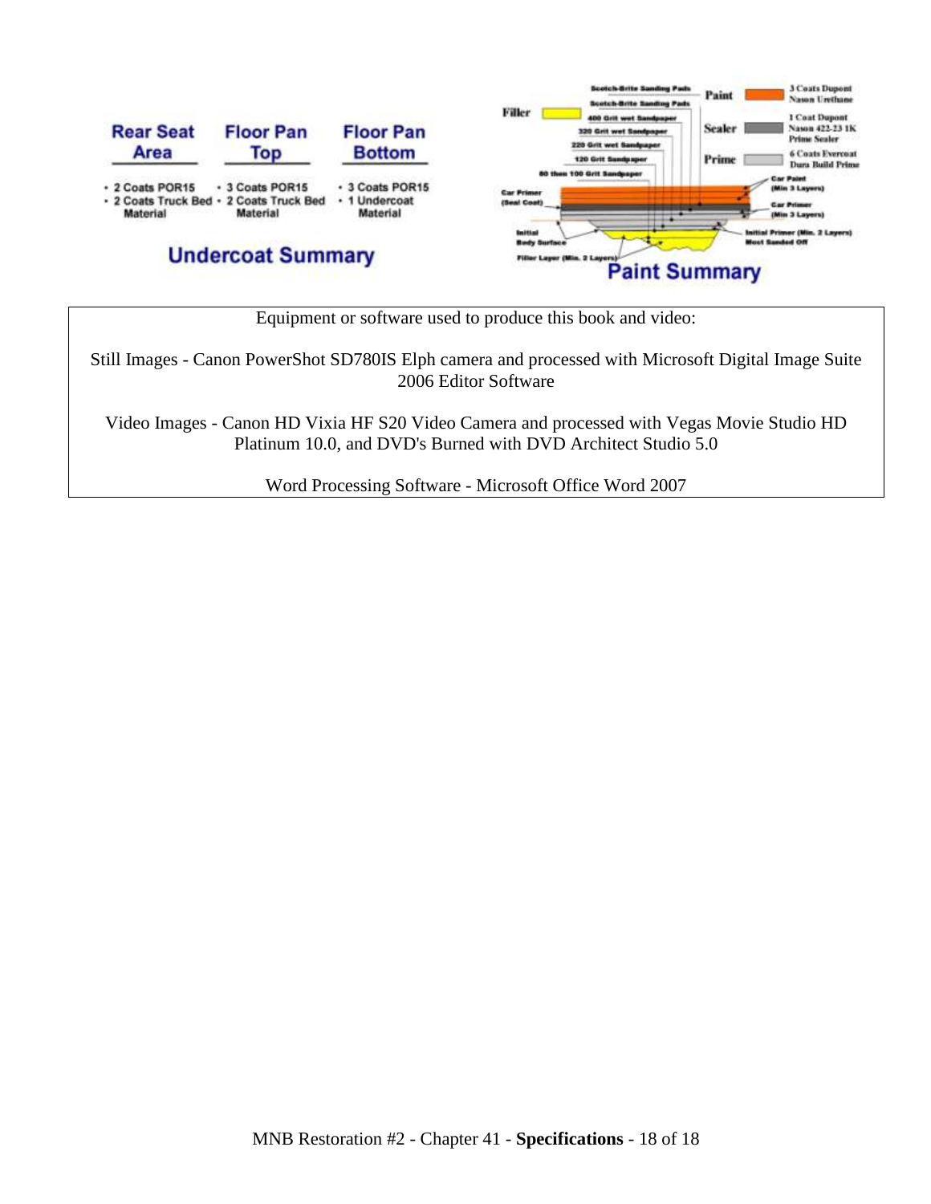Rear Seat Area

- 2 Coats POR15
- 2 Coats Truck Bed Material

Floor Pan Top

- 3 Coats POR15
- 2 Coats Truck Bed Material

Floor Pan Bottom

- 3 Coats POR15
- 1 Undercoat Material

**Undercoat Summary**

Scotch-Brite Sanding Pads
Scotch-Brite Sanding Pads
400 Grit wet Sandpaper
320 Grit wet Sandpaper
220 Grit wet Sandpaper
120 Grit Sandpaper
80 then 100 Grit Sandpaper
Filler
Paint — 3 Coats Dupont Nason Urethane
Sealer — 1 Coat Dupont Nason 422-23 1K Prime Sealer
Prime — 6 Coats Evercoat Dura Build Prime
Car Paint (Min 3 Layers)
Car Primer (Seal Coat)
Car Primer (Min 3 Layers)
Initial Body Surface
Initial Primer (Min. 2 Layers) Most Sanded Off
Filler Layer (Min. 2 Layers)

**Paint Summary**

| |
|---|
| Equipment or software used to produce this book and video:<br><br>Still Images - Canon PowerShot SD780IS Elph camera and processed with Microsoft Digital Image Suite 2006 Editor Software<br><br>Video Images - Canon HD Vixia HF S20 Video Camera and processed with Vegas Movie Studio HD Platinum 10.0, and DVD's Burned with DVD Architect Studio 5.0<br><br>Word Processing Software - Microsoft Office Word 2007 |